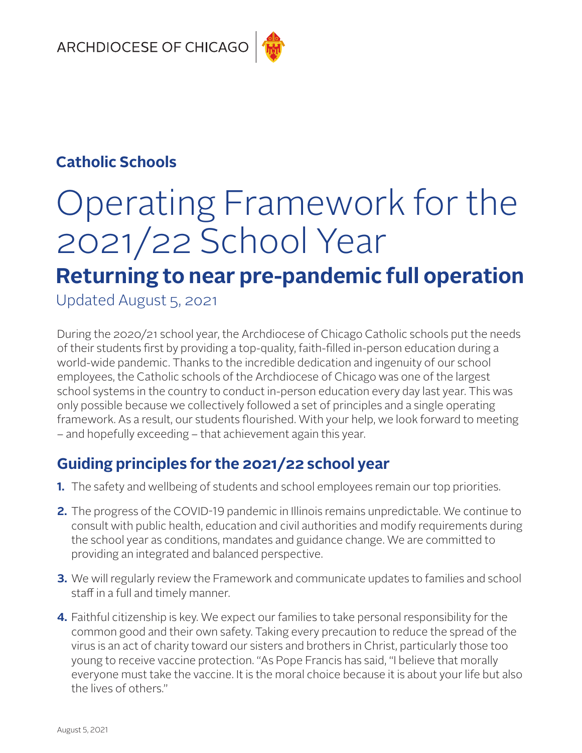ARCHDIOCESE OF CHICAGO

**Catholic Schools**

# Operating Framework for the 2021/22 School Year

## Returning to near pre-pandemic full operation

Updated August 5, 2021

During the 2020/21 school year, the Archdiocese of Chicago Catholic schools put the needs of their students first by providing a top-quality, faith-filled in-person education during a world-wide pandemic. Thanks to the incredible dedication and ingenuity of our school employees, the Catholic schools of the Archdiocese of Chicago was one of the largest school systems in the country to conduct in-person education every day last year. This was only possible because we collectively followed a set of principles and a single operating framework. As a result, our students flourished. With your help, we look forward to meeting – and hopefully exceeding – that achievement again this year.

### Guiding principles for the 2021/22 school year

1. The safety and wellbeing of students and school employees remain our top priorities.
2. The progress of the COVID-19 pandemic in Illinois remains unpredictable. We continue to consult with public health, education and civil authorities and modify requirements during the school year as conditions, mandates and guidance change. We are committed to providing an integrated and balanced perspective.
3. We will regularly review the Framework and communicate updates to families and school staff in a full and timely manner.
4. Faithful citizenship is key. We expect our families to take personal responsibility for the common good and their own safety. Taking every precaution to reduce the spread of the virus is an act of charity toward our sisters and brothers in Christ, particularly those too young to receive vaccine protection. "As Pope Francis has said, "I believe that morally everyone must take the vaccine. It is the moral choice because it is about your life but also the lives of others."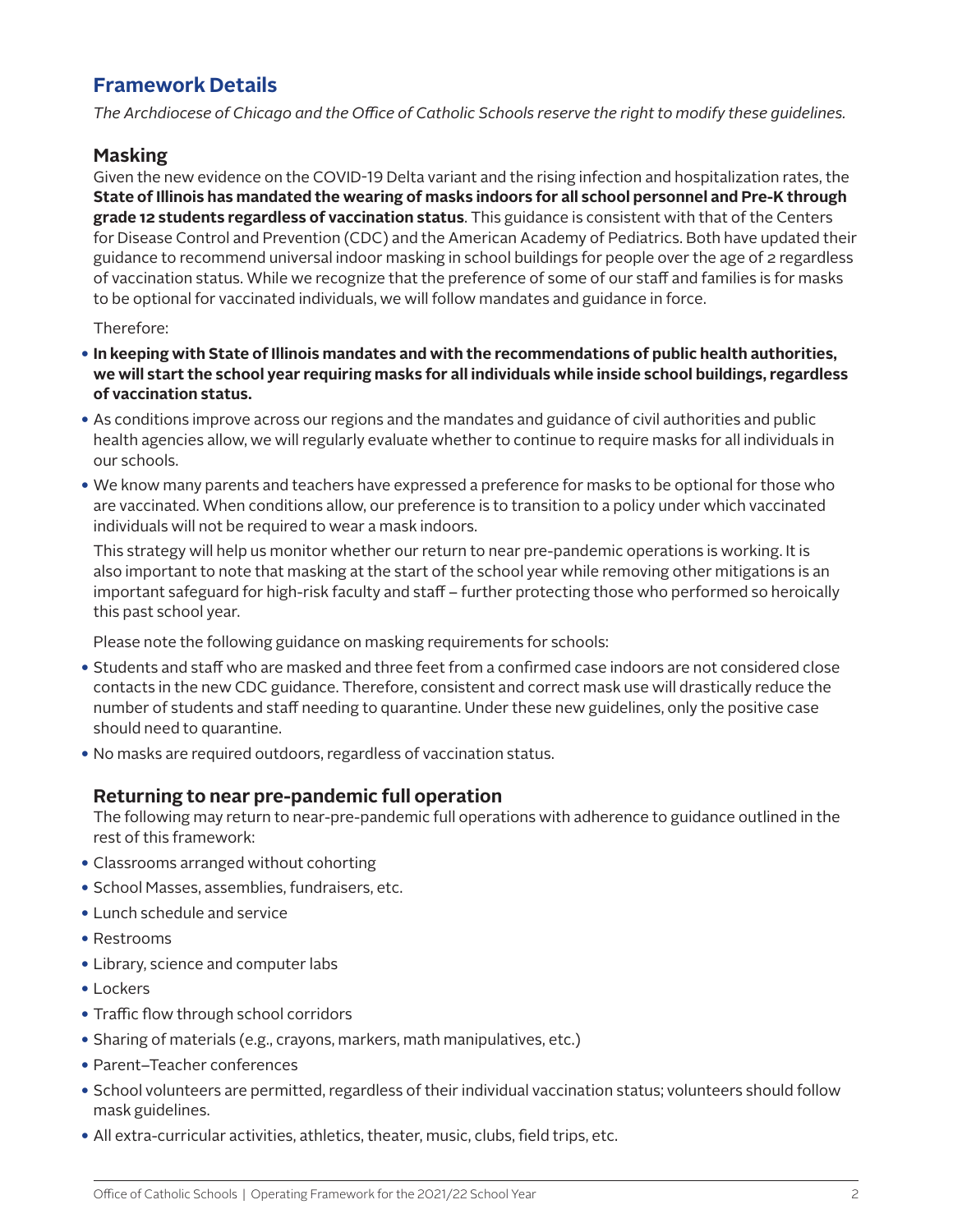## Framework Details

*The Archdiocese of Chicago and the Office of Catholic Schools reserve the right to modify these guidelines.*

### Masking

Given the new evidence on the COVID-19 Delta variant and the rising infection and hospitalization rates, the **State of Illinois has mandated the wearing of masks indoors for all school personnel and Pre-K through grade 12 students regardless of vaccination status**. This guidance is consistent with that of the Centers for Disease Control and Prevention (CDC) and the American Academy of Pediatrics. Both have updated their guidance to recommend universal indoor masking in school buildings for people over the age of 2 regardless of vaccination status. While we recognize that the preference of some of our staff and families is for masks to be optional for vaccinated individuals, we will follow mandates and guidance in force.

Therefore:

- **In keeping with State of Illinois mandates and with the recommendations of public health authorities, we will start the school year requiring masks for all individuals while inside school buildings, regardless of vaccination status.**
- As conditions improve across our regions and the mandates and guidance of civil authorities and public health agencies allow, we will regularly evaluate whether to continue to require masks for all individuals in our schools.
- We know many parents and teachers have expressed a preference for masks to be optional for those who are vaccinated. When conditions allow, our preference is to transition to a policy under which vaccinated individuals will not be required to wear a mask indoors.

  This strategy will help us monitor whether our return to near pre-pandemic operations is working. It is also important to note that masking at the start of the school year while removing other mitigations is an important safeguard for high-risk faculty and staff – further protecting those who performed so heroically this past school year.

  Please note the following guidance on masking requirements for schools:

- Students and staff who are masked and three feet from a confirmed case indoors are not considered close contacts in the new CDC guidance. Therefore, consistent and correct mask use will drastically reduce the number of students and staff needing to quarantine. Under these new guidelines, only the positive case should need to quarantine.
- No masks are required outdoors, regardless of vaccination status.

### Returning to near pre-pandemic full operation

The following may return to near-pre-pandemic full operations with adherence to guidance outlined in the rest of this framework:

- Classrooms arranged without cohorting
- School Masses, assemblies, fundraisers, etc.
- Lunch schedule and service
- Restrooms
- Library, science and computer labs
- Lockers
- Traffic flow through school corridors
- Sharing of materials (e.g., crayons, markers, math manipulatives, etc.)
- Parent–Teacher conferences
- School volunteers are permitted, regardless of their individual vaccination status; volunteers should follow mask guidelines.
- All extra-curricular activities, athletics, theater, music, clubs, field trips, etc.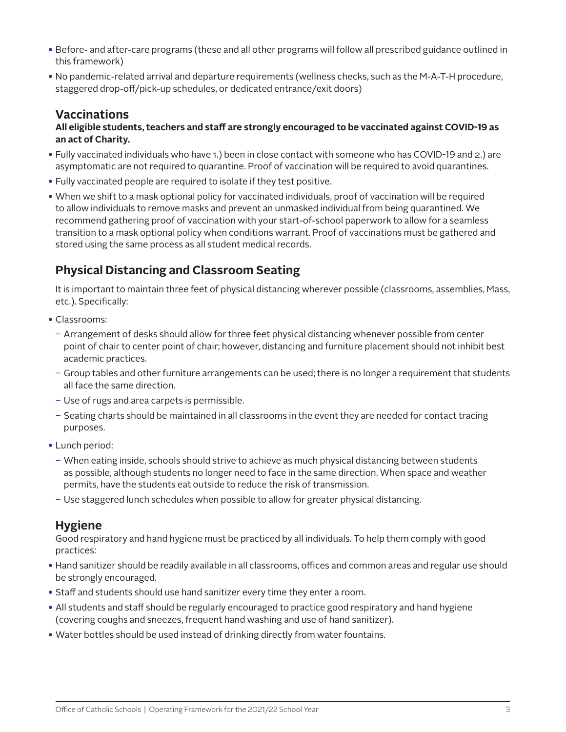- Before- and after-care programs (these and all other programs will follow all prescribed guidance outlined in this framework)
- No pandemic-related arrival and departure requirements (wellness checks, such as the M-A-T-H procedure, staggered drop-off/pick-up schedules, or dedicated entrance/exit doors)

## Vaccinations

**All eligible students, teachers and staff are strongly encouraged to be vaccinated against COVID-19 as an act of Charity.**

- Fully vaccinated individuals who have 1.) been in close contact with someone who has COVID-19 and 2.) are asymptomatic are not required to quarantine. Proof of vaccination will be required to avoid quarantines.
- Fully vaccinated people are required to isolate if they test positive.
- When we shift to a mask optional policy for vaccinated individuals, proof of vaccination will be required to allow individuals to remove masks and prevent an unmasked individual from being quarantined. We recommend gathering proof of vaccination with your start-of-school paperwork to allow for a seamless transition to a mask optional policy when conditions warrant. Proof of vaccinations must be gathered and stored using the same process as all student medical records.

## Physical Distancing and Classroom Seating

It is important to maintain three feet of physical distancing wherever possible (classrooms, assemblies, Mass, etc.). Specifically:

- Classrooms:
  - Arrangement of desks should allow for three feet physical distancing whenever possible from center point of chair to center point of chair; however, distancing and furniture placement should not inhibit best academic practices.
  - Group tables and other furniture arrangements can be used; there is no longer a requirement that students all face the same direction.
  - Use of rugs and area carpets is permissible.
  - Seating charts should be maintained in all classrooms in the event they are needed for contact tracing purposes.
- Lunch period:
  - When eating inside, schools should strive to achieve as much physical distancing between students as possible, although students no longer need to face in the same direction. When space and weather permits, have the students eat outside to reduce the risk of transmission.
  - Use staggered lunch schedules when possible to allow for greater physical distancing.

## Hygiene

Good respiratory and hand hygiene must be practiced by all individuals. To help them comply with good practices:

- Hand sanitizer should be readily available in all classrooms, offices and common areas and regular use should be strongly encouraged.
- Staff and students should use hand sanitizer every time they enter a room.
- All students and staff should be regularly encouraged to practice good respiratory and hand hygiene (covering coughs and sneezes, frequent hand washing and use of hand sanitizer).
- Water bottles should be used instead of drinking directly from water fountains.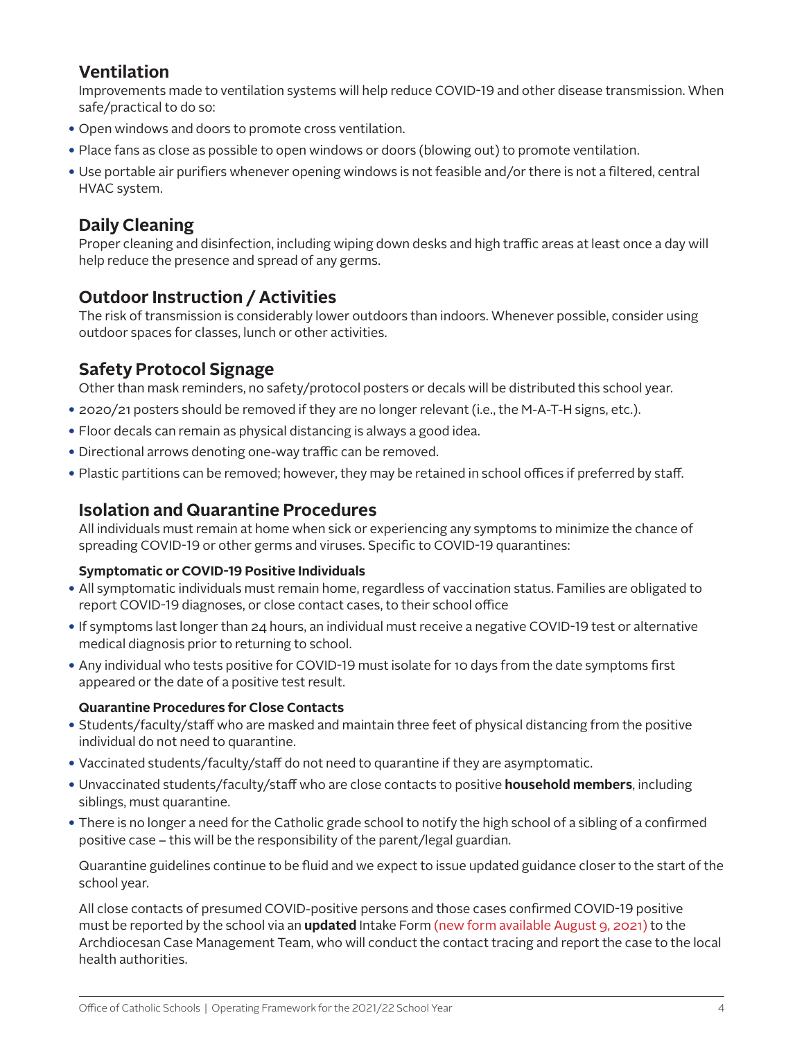## Ventilation

Improvements made to ventilation systems will help reduce COVID-19 and other disease transmission. When safe/practical to do so:

- Open windows and doors to promote cross ventilation.
- Place fans as close as possible to open windows or doors (blowing out) to promote ventilation.
- Use portable air purifiers whenever opening windows is not feasible and/or there is not a filtered, central HVAC system.

## Daily Cleaning

Proper cleaning and disinfection, including wiping down desks and high traffic areas at least once a day will help reduce the presence and spread of any germs.

## Outdoor Instruction / Activities

The risk of transmission is considerably lower outdoors than indoors. Whenever possible, consider using outdoor spaces for classes, lunch or other activities.

## Safety Protocol Signage

Other than mask reminders, no safety/protocol posters or decals will be distributed this school year.

- 2020/21 posters should be removed if they are no longer relevant (i.e., the M-A-T-H signs, etc.).
- Floor decals can remain as physical distancing is always a good idea.
- Directional arrows denoting one-way traffic can be removed.
- Plastic partitions can be removed; however, they may be retained in school offices if preferred by staff.

## Isolation and Quarantine Procedures

All individuals must remain at home when sick or experiencing any symptoms to minimize the chance of spreading COVID-19 or other germs and viruses. Specific to COVID-19 quarantines:

#### Symptomatic or COVID-19 Positive Individuals

- All symptomatic individuals must remain home, regardless of vaccination status. Families are obligated to report COVID-19 diagnoses, or close contact cases, to their school office
- If symptoms last longer than 24 hours, an individual must receive a negative COVID-19 test or alternative medical diagnosis prior to returning to school.
- Any individual who tests positive for COVID-19 must isolate for 10 days from the date symptoms first appeared or the date of a positive test result.

#### Quarantine Procedures for Close Contacts

- Students/faculty/staff who are masked and maintain three feet of physical distancing from the positive individual do not need to quarantine.
- Vaccinated students/faculty/staff do not need to quarantine if they are asymptomatic.
- Unvaccinated students/faculty/staff who are close contacts to positive **household members**, including siblings, must quarantine.
- There is no longer a need for the Catholic grade school to notify the high school of a sibling of a confirmed positive case – this will be the responsibility of the parent/legal guardian.

Quarantine guidelines continue to be fluid and we expect to issue updated guidance closer to the start of the school year.

All close contacts of presumed COVID-positive persons and those cases confirmed COVID-19 positive must be reported by the school via an **updated** Intake Form (new form available August 9, 2021) to the Archdiocesan Case Management Team, who will conduct the contact tracing and report the case to the local health authorities.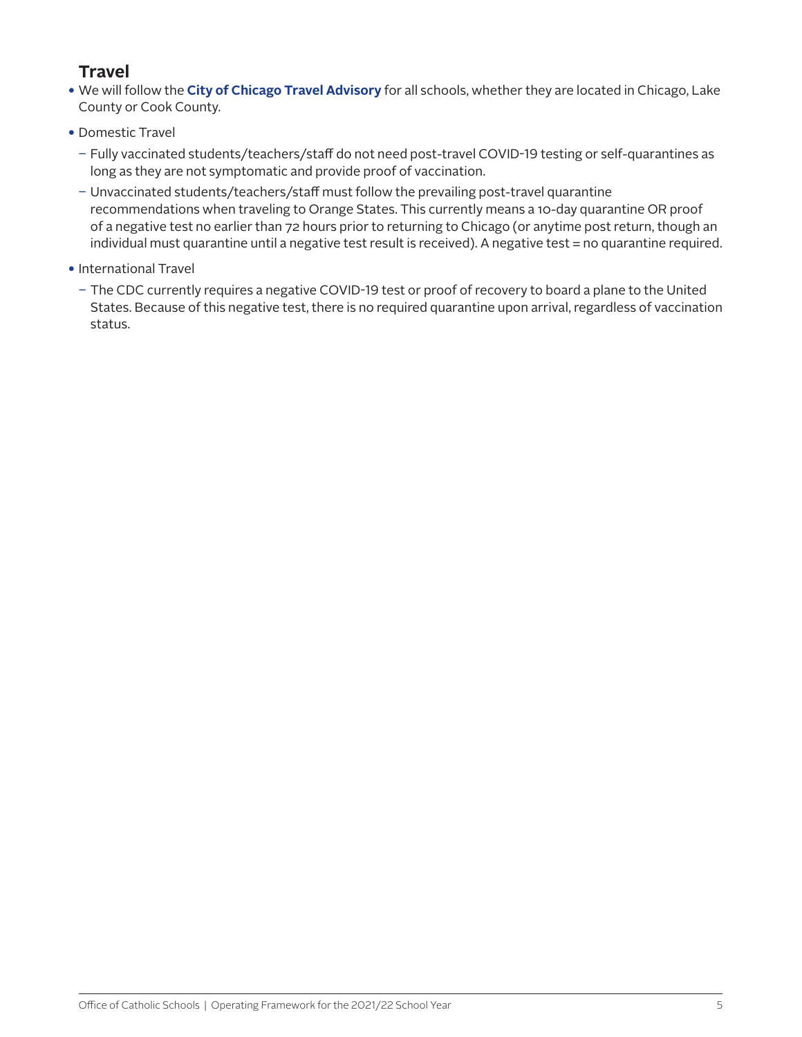## Travel

- We will follow the **City of Chicago Travel Advisory** for all schools, whether they are located in Chicago, Lake County or Cook County.
- Domestic Travel
  - Fully vaccinated students/teachers/staff do not need post-travel COVID-19 testing or self-quarantines as long as they are not symptomatic and provide proof of vaccination.
  - Unvaccinated students/teachers/staff must follow the prevailing post-travel quarantine recommendations when traveling to Orange States. This currently means a 10-day quarantine OR proof of a negative test no earlier than 72 hours prior to returning to Chicago (or anytime post return, though an individual must quarantine until a negative test result is received). A negative test = no quarantine required.
- International Travel
  - The CDC currently requires a negative COVID-19 test or proof of recovery to board a plane to the United States. Because of this negative test, there is no required quarantine upon arrival, regardless of vaccination status.